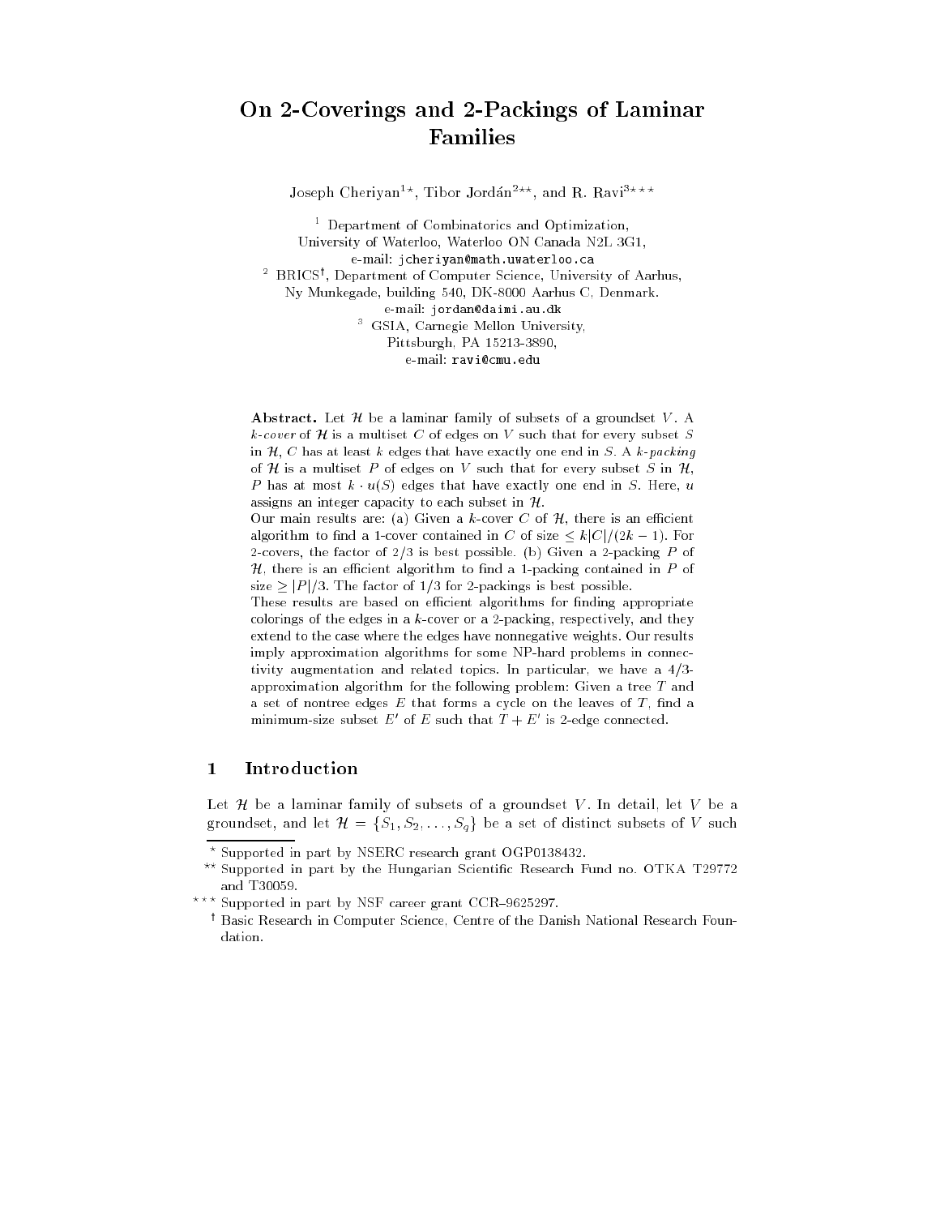# On 2-Coverings and 2-Packings of Laminar Families

Joseph Cheriyan[1*], Tibor Jordán[2**], and R. Ravi[3***]

[1] Department of Combinatorics and Optimization, University of Waterloo, Waterloo ON Canada N2L 3G1, e-mail: jcheriyan@math.uwaterloo.ca

[2] BRICS[†], Department of Computer Science, University of Aarhus, Ny Munkegade, building 540, DK-8000 Aarhus C, Denmark. e-mail: jordan@daimi.au.dk

[3] GSIA, Carnegie Mellon University, Pittsburgh, PA 15213-3890, e-mail: ravi@cmu.edu

**Abstract.** Let $\mathcal{H}$ be a laminar family of subsets of a groundset $V$. A *k-cover* of $\mathcal{H}$ is a multiset $C$ of edges on $V$ such that for every subset $S$ in $\mathcal{H}$, $C$ has at least $k$ edges that have exactly one end in $S$. A *k-packing* of $\mathcal{H}$ is a multiset $P$ of edges on $V$ such that for every subset $S$ in $\mathcal{H}$, $P$ has at most $k \cdot u(S)$ edges that have exactly one end in $S$. Here, $u$ assigns an integer capacity to each subset in $\mathcal{H}$.

Our main results are: (a) Given a $k$-cover $C$ of $\mathcal{H}$, there is an efficient algorithm to find a 1-cover contained in $C$ of size $\leq k|C|/(2k-1)$. For 2-covers, the factor of $2/3$ is best possible. (b) Given a 2-packing $P$ of $\mathcal{H}$, there is an efficient algorithm to find a 1-packing contained in $P$ of size $\geq |P|/3$. The factor of $1/3$ for 2-packings is best possible.

These results are based on efficient algorithms for finding appropriate colorings of the edges in a $k$-cover or a 2-packing, respectively, and they extend to the case where the edges have nonnegative weights. Our results imply approximation algorithms for some NP-hard problems in connectivity augmentation and related topics. In particular, we have a $4/3$-approximation algorithm for the following problem: Given a tree $T$ and a set of nontree edges $E$ that forms a cycle on the leaves of $T$, find a minimum-size subset $E'$ of $E$ such that $T + E'$ is 2-edge connected.

## 1 Introduction

Let $\mathcal{H}$ be a laminar family of subsets of a groundset $V$. In detail, let $V$ be a groundset, and let $\mathcal{H} = \{S_1, S_2, \ldots, S_q\}$ be a set of distinct subsets of $V$ such

---

[*] Supported in part by NSERC research grant OGP0138432.

[**] Supported in part by the Hungarian Scientific Research Fund no. OTKA T29772 and T30059.

[***] Supported in part by NSF career grant CCR–9625297.

[†] Basic Research in Computer Science, Centre of the Danish National Research Foundation.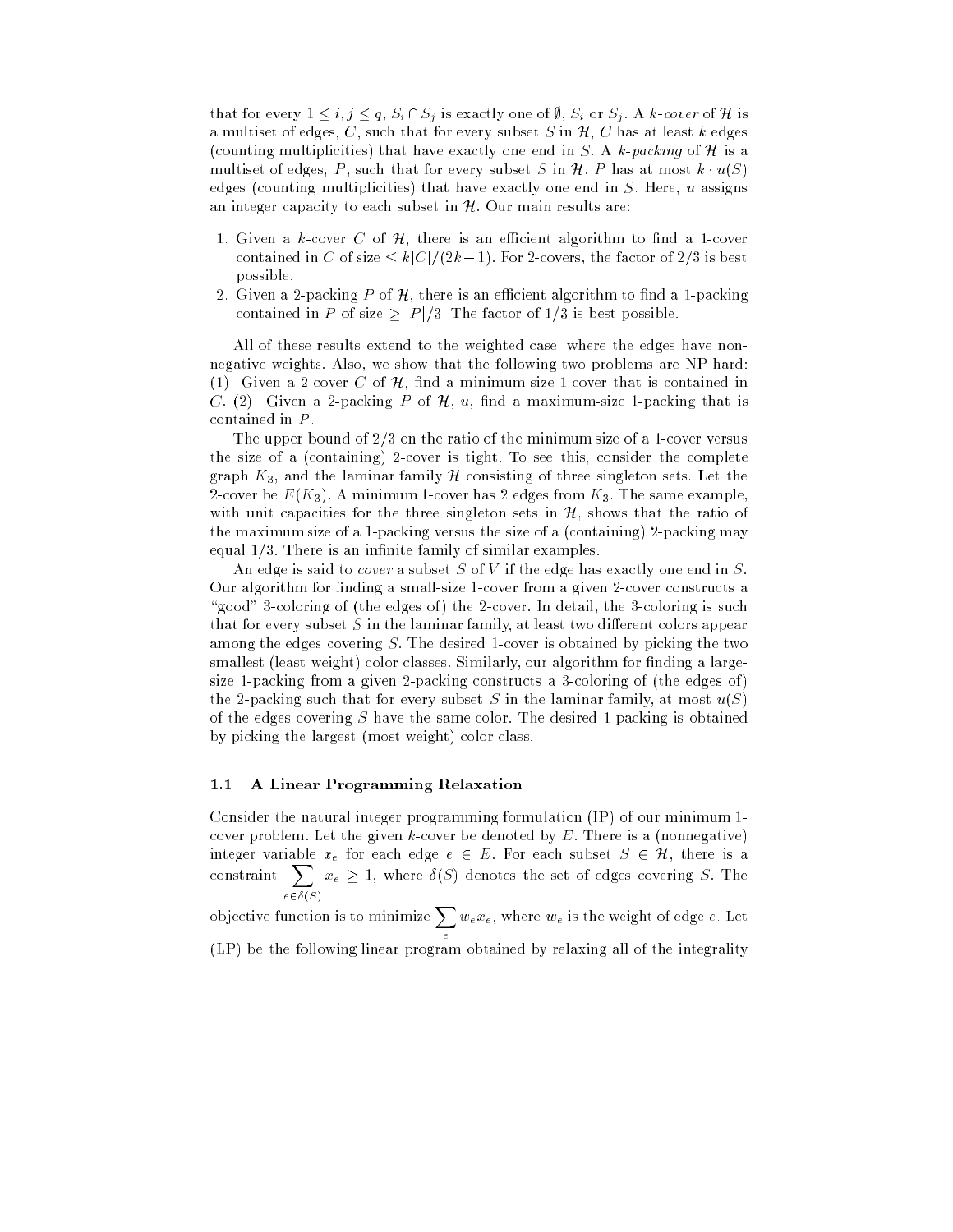that for every $1 \le i, j \le q$, $S_i \cap S_j$ is exactly one of $\emptyset$, $S_i$ or $S_j$. A *$k$-cover* of $\mathcal{H}$ is a multiset of edges, $C$, such that for every subset $S$ in $\mathcal{H}$, $C$ has at least $k$ edges (counting multiplicities) that have exactly one end in $S$. A *$k$-packing* of $\mathcal{H}$ is a multiset of edges, $P$, such that for every subset $S$ in $\mathcal{H}$, $P$ has at most $k \cdot u(S)$ edges (counting multiplicities) that have exactly one end in $S$. Here, $u$ assigns an integer capacity to each subset in $\mathcal{H}$. Our main results are:

1. Given a $k$-cover $C$ of $\mathcal{H}$, there is an efficient algorithm to find a 1-cover contained in $C$ of size $\le k|C|/(2k-1)$. For 2-covers, the factor of 2/3 is best possible.
2. Given a 2-packing $P$ of $\mathcal{H}$, there is an efficient algorithm to find a 1-packing contained in $P$ of size $\ge |P|/3$. The factor of 1/3 is best possible.

All of these results extend to the weighted case, where the edges have nonnegative weights. Also, we show that the following two problems are NP-hard: (1) Given a 2-cover $C$ of $\mathcal{H}$, find a minimum-size 1-cover that is contained in $C$. (2) Given a 2-packing $P$ of $\mathcal{H}$, $u$, find a maximum-size 1-packing that is contained in $P$.

The upper bound of 2/3 on the ratio of the minimum size of a 1-cover versus the size of a (containing) 2-cover is tight. To see this, consider the complete graph $K_3$, and the laminar family $\mathcal{H}$ consisting of three singleton sets. Let the 2-cover be $E(K_3)$. A minimum 1-cover has 2 edges from $K_3$. The same example, with unit capacities for the three singleton sets in $\mathcal{H}$, shows that the ratio of the maximum size of a 1-packing versus the size of a (containing) 2-packing may equal 1/3. There is an infinite family of similar examples.

An edge is said to *cover* a subset $S$ of $V$ if the edge has exactly one end in $S$. Our algorithm for finding a small-size 1-cover from a given 2-cover constructs a "good" 3-coloring of (the edges of) the 2-cover. In detail, the 3-coloring is such that for every subset $S$ in the laminar family, at least two different colors appear among the edges covering $S$. The desired 1-cover is obtained by picking the two smallest (least weight) color classes. Similarly, our algorithm for finding a large-size 1-packing from a given 2-packing constructs a 3-coloring of (the edges of) the 2-packing such that for every subset $S$ in the laminar family, at most $u(S)$ of the edges covering $S$ have the same color. The desired 1-packing is obtained by picking the largest (most weight) color class.

### 1.1 A Linear Programming Relaxation

Consider the natural integer programming formulation (IP) of our minimum 1-cover problem. Let the given $k$-cover be denoted by $E$. There is a (nonnegative) integer variable $x_e$ for each edge $e \in E$. For each subset $S \in \mathcal{H}$, there is a constraint $\sum_{e \in \delta(S)} x_e \ge 1$, where $\delta(S)$ denotes the set of edges covering $S$. The objective function is to minimize $\sum_e w_e x_e$, where $w_e$ is the weight of edge $e$. Let (LP) be the following linear program obtained by relaxing all of the integrality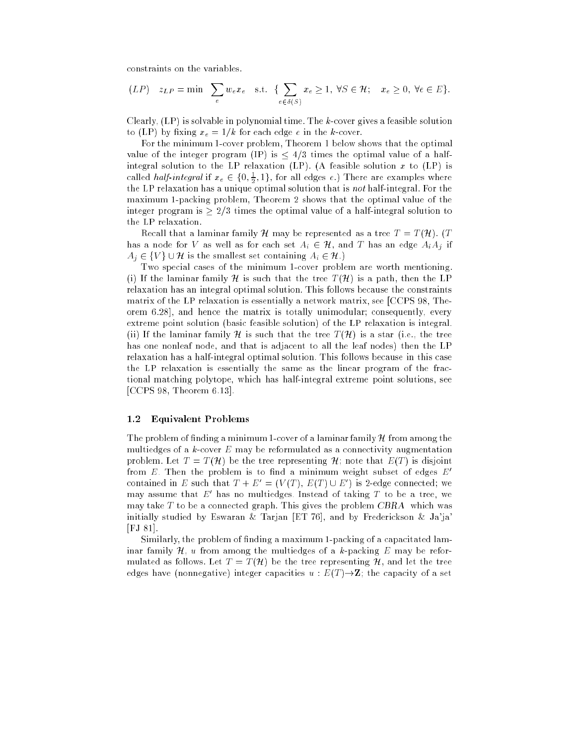constraints on the variables.

$$(LP) \quad z_{LP} = \min \ \sum_e w_e x_e \quad \text{s.t.} \ \{ \sum_{e \in \delta(S)} x_e \geq 1, \ \forall S \in \mathcal{H}; \quad x_e \geq 0, \ \forall e \in E \}.$$

Clearly, (LP) is solvable in polynomial time. The $k$-cover gives a feasible solution to (LP) by fixing $x_e = 1/k$ for each edge $e$ in the $k$-cover.

For the minimum 1-cover problem, Theorem 1 below shows that the optimal value of the integer program (IP) is $\leq 4/3$ times the optimal value of a half-integral solution to the LP relaxation (LP). (A feasible solution $x$ to (LP) is called *half-integral* if $x_e \in \{0, \frac{1}{2}, 1\}$, for all edges $e$.) There are examples where the LP relaxation has a unique optimal solution that is *not* half-integral. For the maximum 1-packing problem, Theorem 2 shows that the optimal value of the integer program is $\geq 2/3$ times the optimal value of a half-integral solution to the LP relaxation.

Recall that a laminar family $\mathcal{H}$ may be represented as a tree $T = T(\mathcal{H})$. ($T$ has a node for $V$ as well as for each set $A_i \in \mathcal{H}$, and $T$ has an edge $A_i A_j$ if $A_j \in \{V\} \cup \mathcal{H}$ is the smallest set containing $A_i \in \mathcal{H}$.)

Two special cases of the minimum 1-cover problem are worth mentioning. (i) If the laminar family $\mathcal{H}$ is such that the tree $T(\mathcal{H})$ is a path, then the LP relaxation has an integral optimal solution. This follows because the constraints matrix of the LP relaxation is essentially a network matrix, see [CCPS 98, Theorem 6.28], and hence the matrix is totally unimodular; consequently, every extreme point solution (basic feasible solution) of the LP relaxation is integral. (ii) If the laminar family $\mathcal{H}$ is such that the tree $T(\mathcal{H})$ is a star (i.e., the tree has one nonleaf node, and that is adjacent to all the leaf nodes) then the LP relaxation has a half-integral optimal solution. This follows because in this case the LP relaxation is essentially the same as the linear program of the fractional matching polytope, which has half-integral extreme point solutions, see [CCPS 98, Theorem 6.13].

### 1.2 Equivalent Problems

The problem of finding a minimum 1-cover of a laminar family $\mathcal{H}$ from among the multiedges of a $k$-cover $E$ may be reformulated as a connectivity augmentation problem. Let $T = T(\mathcal{H})$ be the tree representing $\mathcal{H}$; note that $E(T)$ is disjoint from $E$. Then the problem is to find a minimum weight subset of edges $E'$ contained in $E$ such that $T + E' = (V(T), E(T) \cup E')$ is 2-edge connected; we may assume that $E'$ has no multiedges. Instead of taking $T$ to be a tree, we may take $T$ to be a connected graph. This gives the problem *CBRA* which was initially studied by Eswaran & Tarjan [ET 76], and by Frederickson & Ja'ja' [FJ 81].

Similarly, the problem of finding a maximum 1-packing of a capacitated laminar family $\mathcal{H}$, $u$ from among the multiedges of a $k$-packing $E$ may be reformulated as follows. Let $T = T(\mathcal{H})$ be the tree representing $\mathcal{H}$, and let the tree edges have (nonnegative) integer capacities $u : E(T) \rightarrow \mathbf{Z}$; the capacity of a set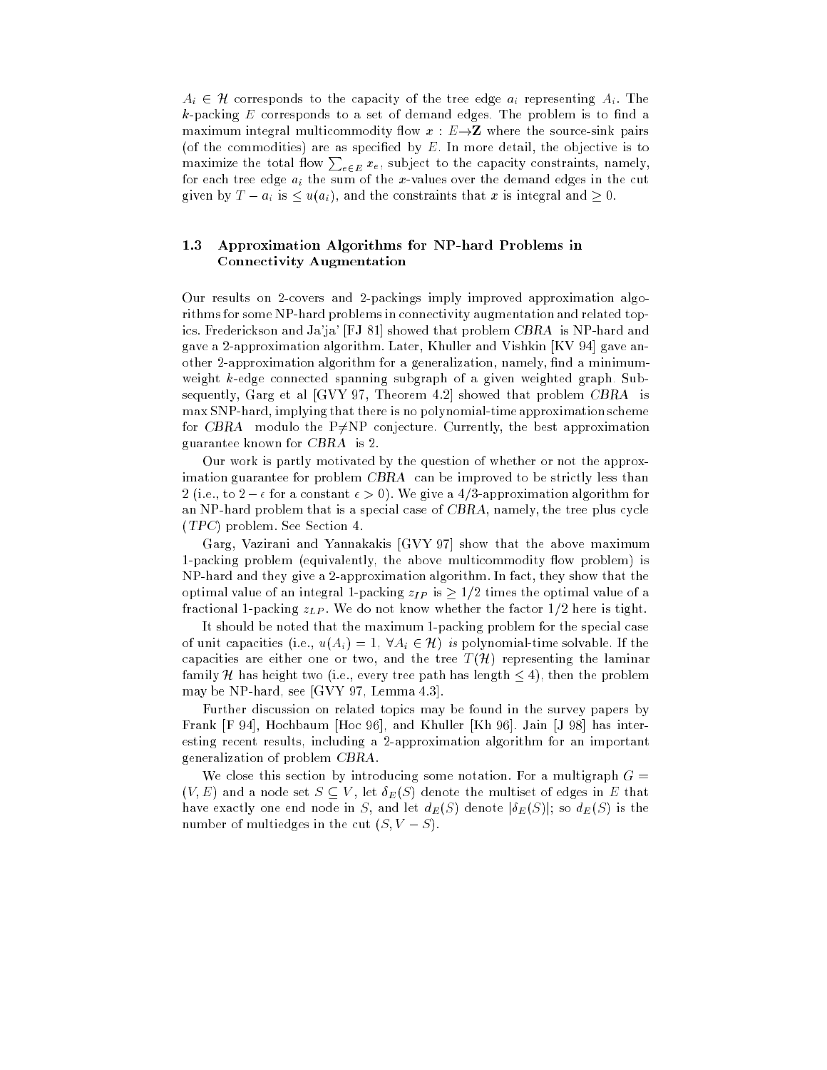$A_i \in \mathcal{H}$ corresponds to the capacity of the tree edge $a_i$ representing $A_i$. The $k$-packing $E$ corresponds to a set of demand edges. The problem is to find a maximum integral multicommodity flow $x : E \rightarrow \mathbf{Z}$ where the source-sink pairs (of the commodities) are as specified by $E$. In more detail, the objective is to maximize the total flow $\sum_{e \in E} x_e$, subject to the capacity constraints, namely, for each tree edge $a_i$ the sum of the $x$-values over the demand edges in the cut given by $T - a_i$ is $\leq u(a_i)$, and the constraints that $x$ is integral and $\geq 0$.

### 1.3 Approximation Algorithms for NP-hard Problems in Connectivity Augmentation

Our results on 2-covers and 2-packings imply improved approximation algorithms for some NP-hard problems in connectivity augmentation and related topics. Frederickson and Ja'ja' [FJ 81] showed that problem *CBRA* is NP-hard and gave a 2-approximation algorithm. Later, Khuller and Vishkin [KV 94] gave another 2-approximation algorithm for a generalization, namely, find a minimum-weight $k$-edge connected spanning subgraph of a given weighted graph. Subsequently, Garg et al [GVY 97, Theorem 4.2] showed that problem *CBRA* is max SNP-hard, implying that there is no polynomial-time approximation scheme for *CBRA* modulo the P$\neq$NP conjecture. Currently, the best approximation guarantee known for *CBRA* is 2.

Our work is partly motivated by the question of whether or not the approximation guarantee for problem *CBRA* can be improved to be strictly less than 2 (i.e., to $2 - \epsilon$ for a constant $\epsilon > 0$). We give a 4/3-approximation algorithm for an NP-hard problem that is a special case of *CBRA*, namely, the tree plus cycle (*TPC*) problem. See Section 4.

Garg, Vazirani and Yannakakis [GVY 97] show that the above maximum 1-packing problem (equivalently, the above multicommodity flow problem) is NP-hard and they give a 2-approximation algorithm. In fact, they show that the optimal value of an integral 1-packing $z_{IP}$ is $\geq 1/2$ times the optimal value of a fractional 1-packing $z_{LP}$. We do not know whether the factor 1/2 here is tight.

It should be noted that the maximum 1-packing problem for the special case of unit capacities (i.e., $u(A_i) = 1$, $\forall A_i \in \mathcal{H}$) *is* polynomial-time solvable. If the capacities are either one or two, and the tree $T(\mathcal{H})$ representing the laminar family $\mathcal{H}$ has height two (i.e., every tree path has length $\leq 4$), then the problem may be NP-hard, see [GVY 97, Lemma 4.3].

Further discussion on related topics may be found in the survey papers by Frank [F 94], Hochbaum [Hoc 96], and Khuller [Kh 96]. Jain [J 98] has interesting recent results, including a 2-approximation algorithm for an important generalization of problem *CBRA*.

We close this section by introducing some notation. For a multigraph $G = (V, E)$ and a node set $S \subseteq V$, let $\delta_E(S)$ denote the multiset of edges in $E$ that have exactly one end node in $S$, and let $d_E(S)$ denote $|\delta_E(S)|$; so $d_E(S)$ is the number of multiedges in the cut $(S, V - S)$.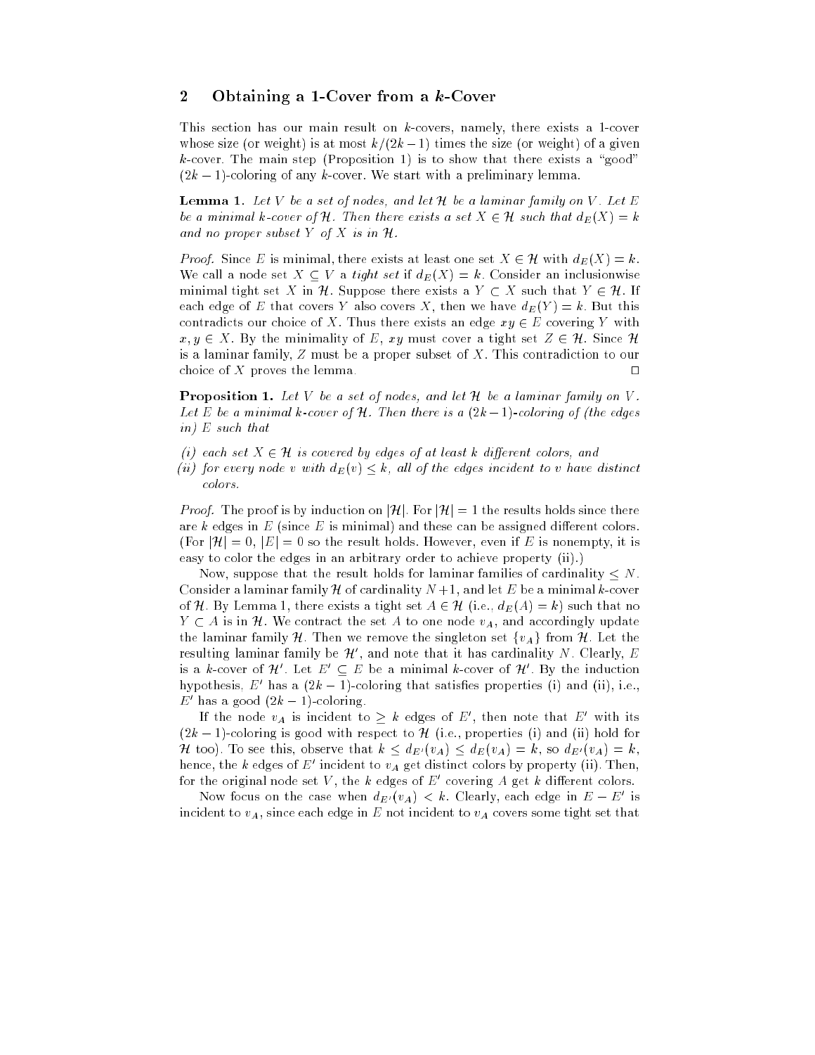## 2 Obtaining a 1-Cover from a $k$-Cover

This section has our main result on $k$-covers, namely, there exists a 1-cover whose size (or weight) is at most $k/(2k-1)$ times the size (or weight) of a given $k$-cover. The main step (Proposition 1) is to show that there exists a "good" $(2k-1)$-coloring of any $k$-cover. We start with a preliminary lemma.

**Lemma 1.** *Let $V$ be a set of nodes, and let $\mathcal{H}$ be a laminar family on $V$. Let $E$ be a minimal $k$-cover of $\mathcal{H}$. Then there exists a set $X \in \mathcal{H}$ such that $d_E(X) = k$ and no proper subset $Y$ of $X$ is in $\mathcal{H}$.*

*Proof.* Since $E$ is minimal, there exists at least one set $X \in \mathcal{H}$ with $d_E(X) = k$. We call a node set $X \subseteq V$ a *tight set* if $d_E(X) = k$. Consider an inclusionwise minimal tight set $X$ in $\mathcal{H}$. Suppose there exists a $Y \subset X$ such that $Y \in \mathcal{H}$. If each edge of $E$ that covers $Y$ also covers $X$, then we have $d_E(Y) = k$. But this contradicts our choice of $X$. Thus there exists an edge $xy \in E$ covering $Y$ with $x, y \in X$. By the minimality of $E$, $xy$ must cover a tight set $Z \in \mathcal{H}$. Since $\mathcal{H}$ is a laminar family, $Z$ must be a proper subset of $X$. This contradiction to our choice of $X$ proves the lemma. □

**Proposition 1.** *Let $V$ be a set of nodes, and let $\mathcal{H}$ be a laminar family on $V$. Let $E$ be a minimal $k$-cover of $\mathcal{H}$. Then there is a $(2k-1)$-coloring of (the edges in) $E$ such that*

*(i) each set $X \in \mathcal{H}$ is covered by edges of at least $k$ different colors, and*
*(ii) for every node $v$ with $d_E(v) \le k$, all of the edges incident to $v$ have distinct colors.*

*Proof.* The proof is by induction on $|\mathcal{H}|$. For $|\mathcal{H}| = 1$ the results holds since there are $k$ edges in $E$ (since $E$ is minimal) and these can be assigned different colors. (For $|\mathcal{H}| = 0$, $|E| = 0$ so the result holds. However, even if $E$ is nonempty, it is easy to color the edges in an arbitrary order to achieve property (ii).)

Now, suppose that the result holds for laminar families of cardinality $\le N$. Consider a laminar family $\mathcal{H}$ of cardinality $N+1$, and let $E$ be a minimal $k$-cover of $\mathcal{H}$. By Lemma 1, there exists a tight set $A \in \mathcal{H}$ (i.e., $d_E(A) = k$) such that no $Y \subset A$ is in $\mathcal{H}$. We contract the set $A$ to one node $v_A$, and accordingly update the laminar family $\mathcal{H}$. Then we remove the singleton set $\{v_A\}$ from $\mathcal{H}$. Let the resulting laminar family be $\mathcal{H}'$, and note that it has cardinality $N$. Clearly, $E$ is a $k$-cover of $\mathcal{H}'$. Let $E' \subseteq E$ be a minimal $k$-cover of $\mathcal{H}'$. By the induction hypothesis, $E'$ has a $(2k-1)$-coloring that satisfies properties (i) and (ii), i.e., $E'$ has a good $(2k-1)$-coloring.

If the node $v_A$ is incident to $\ge k$ edges of $E'$, then note that $E'$ with its $(2k-1)$-coloring is good with respect to $\mathcal{H}$ (i.e., properties (i) and (ii) hold for $\mathcal{H}$ too). To see this, observe that $k \le d_{E'}(v_A) \le d_E(v_A) = k$, so $d_{E'}(v_A) = k$, hence, the $k$ edges of $E'$ incident to $v_A$ get distinct colors by property (ii). Then, for the original node set $V$, the $k$ edges of $E'$ covering $A$ get $k$ different colors.

Now focus on the case when $d_{E'}(v_A) < k$. Clearly, each edge in $E - E'$ is incident to $v_A$, since each edge in $E$ not incident to $v_A$ covers some tight set that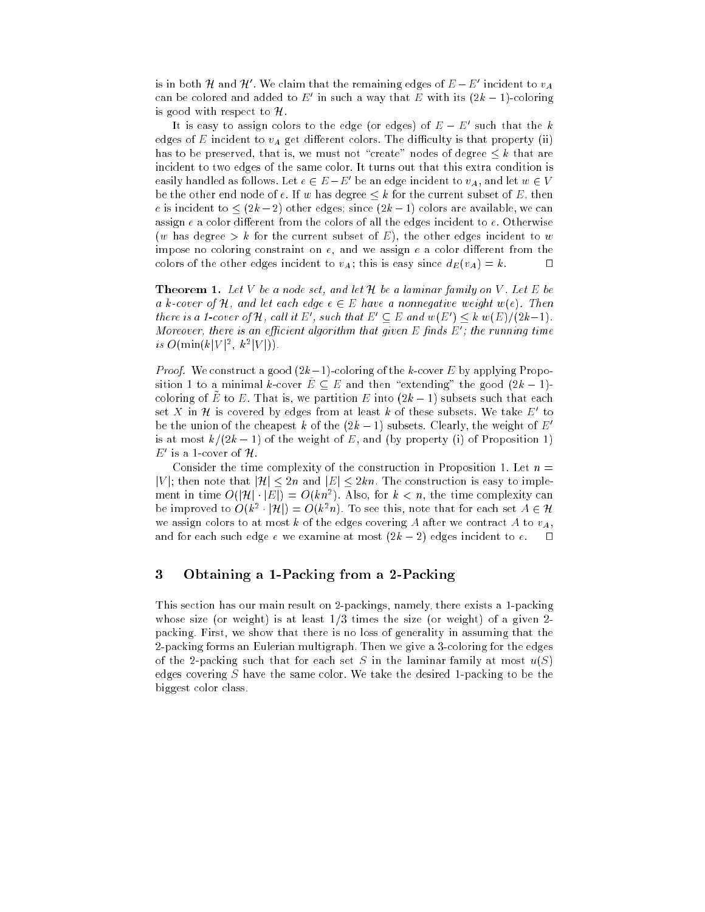is in both $\mathcal{H}$ and $\mathcal{H}'$. We claim that the remaining edges of $E - E'$ incident to $v_A$ can be colored and added to $E'$ in such a way that $E$ with its $(2k-1)$-coloring is good with respect to $\mathcal{H}$.

It is easy to assign colors to the edge (or edges) of $E - E'$ such that the $k$ edges of $E$ incident to $v_A$ get different colors. The difficulty is that property (ii) has to be preserved, that is, we must not "create" nodes of degree $\leq k$ that are incident to two edges of the same color. It turns out that this extra condition is easily handled as follows. Let $e \in E - E'$ be an edge incident to $v_A$, and let $w \in V$ be the other end node of $e$. If $w$ has degree $\leq k$ for the current subset of $E$, then $e$ is incident to $\leq (2k-2)$ other edges; since $(2k-1)$ colors are available, we can assign $e$ a color different from the colors of all the edges incident to $e$. Otherwise ($w$ has degree $> k$ for the current subset of $E$), the other edges incident to $w$ impose no coloring constraint on $e$, and we assign $e$ a color different from the colors of the other edges incident to $v_A$; this is easy since $d_E(v_A) = k$. $\square$

**Theorem 1.** *Let $V$ be a node set, and let $\mathcal{H}$ be a laminar family on $V$. Let $E$ be a $k$-cover of $\mathcal{H}$, and let each edge $e \in E$ have a nonnegative weight $w(e)$. Then there is a 1-cover of $\mathcal{H}$, call it $E'$, such that $E' \subseteq E$ and $w(E') \leq k\, w(E)/(2k-1)$. Moreover, there is an efficient algorithm that given $E$ finds $E'$; the running time is $O(\min(k|V|^2,\ k^2|V|))$.*

*Proof.* We construct a good $(2k-1)$-coloring of the $k$-cover $E$ by applying Proposition 1 to a minimal $k$-cover $\tilde{E} \subseteq E$ and then "extending" the good $(2k-1)$-coloring of $\tilde{E}$ to $E$. That is, we partition $E$ into $(2k-1)$ subsets such that each set $X$ in $\mathcal{H}$ is covered by edges from at least $k$ of these subsets. We take $E'$ to be the union of the cheapest $k$ of the $(2k-1)$ subsets. Clearly, the weight of $E'$ is at most $k/(2k-1)$ of the weight of $E$, and (by property (i) of Proposition 1) $E'$ is a 1-cover of $\mathcal{H}$.

Consider the time complexity of the construction in Proposition 1. Let $n = |V|$; then note that $|\mathcal{H}| \leq 2n$ and $|E| \leq 2kn$. The construction is easy to implement in time $O(|\mathcal{H}| \cdot |E|) = O(kn^2)$. Also, for $k < n$, the time complexity can be improved to $O(k^2 \cdot |\mathcal{H}|) = O(k^2 n)$. To see this, note that for each set $A \in \mathcal{H}$ we assign colors to at most $k$ of the edges covering $A$ after we contract $A$ to $v_A$, and for each such edge $e$ we examine at most $(2k-2)$ edges incident to $e$. $\square$

## 3 Obtaining a 1-Packing from a 2-Packing

This section has our main result on 2-packings, namely, there exists a 1-packing whose size (or weight) is at least 1/3 times the size (or weight) of a given 2-packing. First, we show that there is no loss of generality in assuming that the 2-packing forms an Eulerian multigraph. Then we give a 3-coloring for the edges of the 2-packing such that for each set $S$ in the laminar family at most $u(S)$ edges covering $S$ have the same color. We take the desired 1-packing to be the biggest color class.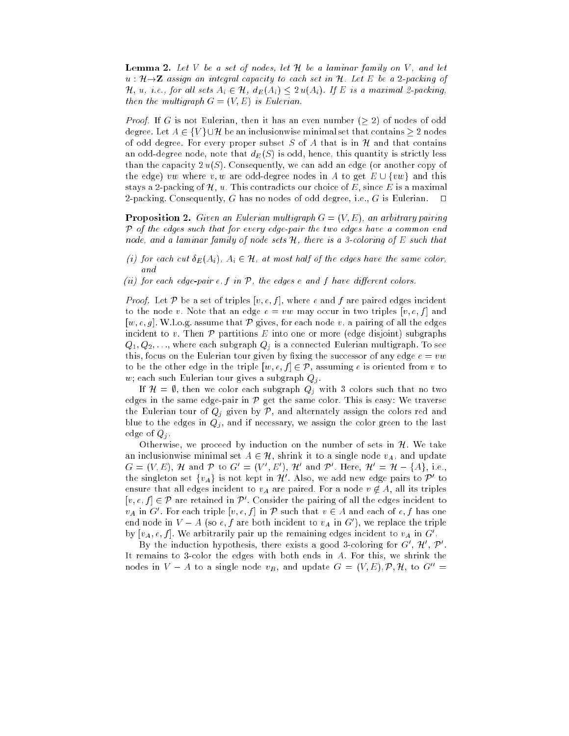**Lemma 2.** *Let $V$ be a set of nodes, let $\mathcal{H}$ be a laminar family on $V$, and let $u : \mathcal{H} \rightarrow \mathbf{Z}$ assign an integral capacity to each set in $\mathcal{H}$. Let $E$ be a 2-packing of $\mathcal{H}$, $u$, i.e., for all sets $A_i \in \mathcal{H}$, $d_E(A_i) \leq 2\,u(A_i)$. If $E$ is a maximal 2-packing, then the multigraph $G = (V, E)$ is Eulerian.*

*Proof.* If $G$ is not Eulerian, then it has an even number ($\geq 2$) of nodes of odd degree. Let $A \in \{V\} \cup \mathcal{H}$ be an inclusionwise minimal set that contains $\geq 2$ nodes of odd degree. For every proper subset $S$ of $A$ that is in $\mathcal{H}$ and that contains an odd-degree node, note that $d_E(S)$ is odd, hence, this quantity is strictly less than the capacity $2\,u(S)$. Consequently, we can add an edge (or another copy of the edge) $vw$ where $v, w$ are odd-degree nodes in $A$ to get $E \cup \{vw\}$ and this stays a 2-packing of $\mathcal{H}$, $u$. This contradicts our choice of $E$, since $E$ is a maximal 2-packing. Consequently, $G$ has no nodes of odd degree, i.e., $G$ is Eulerian. $\square$

**Proposition 2.** *Given an Eulerian multigraph $G = (V, E)$, an arbitrary pairing $\mathcal{P}$ of the edges such that for every edge-pair the two edges have a common end node, and a laminar family of node sets $\mathcal{H}$, there is a 3-coloring of $E$ such that*

*(i) for each cut $\delta_E(A_i)$, $A_i \in \mathcal{H}$, at most half of the edges have the same color, and*

*(ii) for each edge-pair $e, f$ in $\mathcal{P}$, the edges $e$ and $f$ have different colors.*

*Proof.* Let $\mathcal{P}$ be a set of triples $[v, e, f]$, where $e$ and $f$ are paired edges incident to the node $v$. Note that an edge $e = vw$ may occur in two triples $[v, e, f]$ and $[w, e, g]$. W.l.o.g. assume that $\mathcal{P}$ gives, for each node $v$, a pairing of all the edges incident to $v$. Then $\mathcal{P}$ partitions $E$ into one or more (edge disjoint) subgraphs $Q_1, Q_2, \ldots$, where each subgraph $Q_j$ is a connected Eulerian multigraph. To see this, focus on the Eulerian tour given by fixing the successor of any edge $e = vw$ to be the other edge in the triple $[w, e, f] \in \mathcal{P}$, assuming $e$ is oriented from $v$ to $w$; each such Eulerian tour gives a subgraph $Q_j$.

If $\mathcal{H} = \emptyset$, then we color each subgraph $Q_j$ with 3 colors such that no two edges in the same edge-pair in $\mathcal{P}$ get the same color. This is easy: We traverse the Eulerian tour of $Q_j$ given by $\mathcal{P}$, and alternately assign the colors red and blue to the edges in $Q_j$, and if necessary, we assign the color green to the last edge of $Q_j$.

Otherwise, we proceed by induction on the number of sets in $\mathcal{H}$. We take an inclusionwise minimal set $A \in \mathcal{H}$, shrink it to a single node $v_A$, and update $G = (V, E)$, $\mathcal{H}$ and $\mathcal{P}$ to $G' = (V', E')$, $\mathcal{H}'$ and $\mathcal{P}'$. Here, $\mathcal{H}' = \mathcal{H} - \{A\}$, i.e., the singleton set $\{v_A\}$ is not kept in $\mathcal{H}'$. Also, we add new edge pairs to $\mathcal{P}'$ to ensure that all edges incident to $v_A$ are paired. For a node $v \notin A$, all its triples $[v, e, f] \in \mathcal{P}$ are retained in $\mathcal{P}'$. Consider the pairing of all the edges incident to $v_A$ in $G'$. For each triple $[v, e, f]$ in $\mathcal{P}$ such that $v \in A$ and each of $e, f$ has one end node in $V - A$ (so $e, f$ are both incident to $v_A$ in $G'$), we replace the triple by $[v_A, e, f]$. We arbitrarily pair up the remaining edges incident to $v_A$ in $G'$.

By the induction hypothesis, there exists a good 3-coloring for $G'$, $\mathcal{H}'$, $\mathcal{P}'$. It remains to 3-color the edges with both ends in $A$. For this, we shrink the nodes in $V - A$ to a single node $v_B$, and update $G = (V, E), \mathcal{P}, \mathcal{H}$, to $G'' =$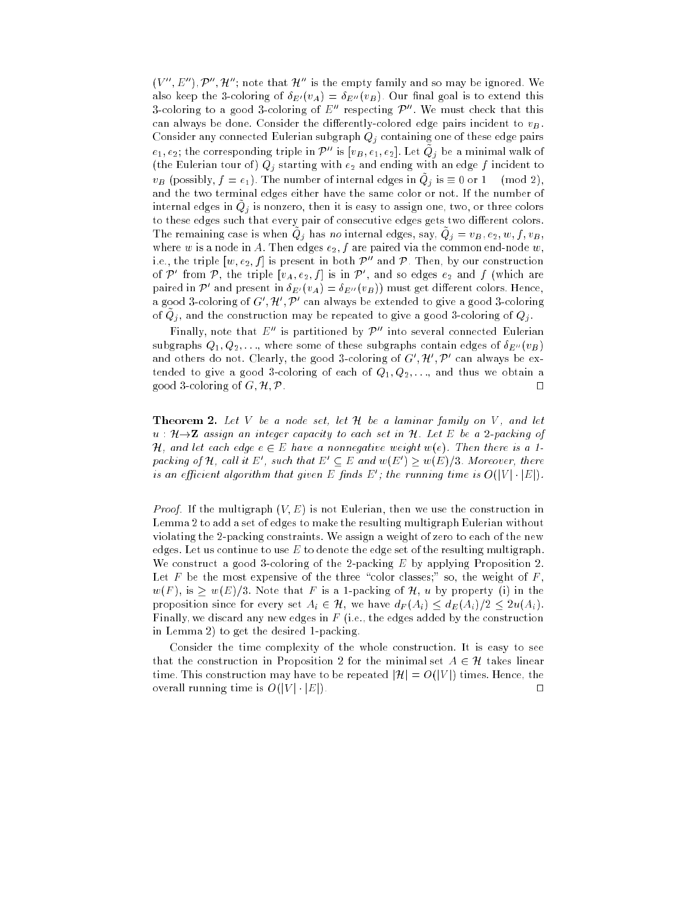$(V'', E'')$, $\mathcal{P}''$, $\mathcal{H}''$; note that $\mathcal{H}''$ is the empty family and so may be ignored. We also keep the 3-coloring of $\delta_{E'}(v_A) = \delta_{E''}(v_B)$. Our final goal is to extend this 3-coloring to a good 3-coloring of $E''$ respecting $\mathcal{P}''$. We must check that this can always be done. Consider the differently-colored edge pairs incident to $v_B$. Consider any connected Eulerian subgraph $Q_j$ containing one of these edge pairs $e_1, e_2$; the corresponding triple in $\mathcal{P}''$ is $[v_B, e_1, e_2]$. Let $\tilde{Q}_j$ be a minimal walk of (the Eulerian tour of) $Q_j$ starting with $e_2$ and ending with an edge $f$ incident to $v_B$ (possibly, $f = e_1$). The number of internal edges in $\tilde{Q}_j$ is $\equiv 0$ or $1 \pmod 2$, and the two terminal edges either have the same color or not. If the number of internal edges in $\tilde{Q}_j$ is nonzero, then it is easy to assign one, two, or three colors to these edges such that every pair of consecutive edges gets two different colors. The remaining case is when $\tilde{Q}_j$ has *no* internal edges, say, $\tilde{Q}_j = v_B, e_2, w, f, v_B$, where $w$ is a node in $A$. Then edges $e_2, f$ are paired via the common end-node $w$, i.e., the triple $[w, e_2, f]$ is present in both $\mathcal{P}''$ and $\mathcal{P}$. Then, by our construction of $\mathcal{P}'$ from $\mathcal{P}$, the triple $[v_A, e_2, f]$ is in $\mathcal{P}'$, and so edges $e_2$ and $f$ (which are paired in $\mathcal{P}'$ and present in $\delta_{E'}(v_A) = \delta_{E''}(v_B)$) must get different colors. Hence, a good 3-coloring of $G', \mathcal{H}', \mathcal{P}'$ can always be extended to give a good 3-coloring of $\tilde{Q}_j$, and the construction may be repeated to give a good 3-coloring of $Q_j$.

Finally, note that $E''$ is partitioned by $\mathcal{P}''$ into several connected Eulerian subgraphs $Q_1, Q_2, \ldots$, where some of these subgraphs contain edges of $\delta_{E''}(v_B)$ and others do not. Clearly, the good 3-coloring of $G', \mathcal{H}', \mathcal{P}'$ can always be extended to give a good 3-coloring of each of $Q_1, Q_2, \ldots$, and thus we obtain a good 3-coloring of $G, \mathcal{H}, \mathcal{P}$. □

**Theorem 2.** *Let $V$ be a node set, let $\mathcal{H}$ be a laminar family on $V$, and let $u : \mathcal{H} \to \mathbf{Z}$ assign an integer capacity to each set in $\mathcal{H}$. Let $E$ be a 2-packing of $\mathcal{H}$, and let each edge $e \in E$ have a nonnegative weight $w(e)$. Then there is a 1-packing of $\mathcal{H}$, call it $E'$, such that $E' \subseteq E$ and $w(E') \geq w(E)/3$. Moreover, there is an efficient algorithm that given $E$ finds $E'$; the running time is $O(|V| \cdot |E|)$.*

*Proof.* If the multigraph $(V, E)$ is not Eulerian, then we use the construction in Lemma 2 to add a set of edges to make the resulting multigraph Eulerian without violating the 2-packing constraints. We assign a weight of zero to each of the new edges. Let us continue to use $E$ to denote the edge set of the resulting multigraph. We construct a good 3-coloring of the 2-packing $E$ by applying Proposition 2. Let $F$ be the most expensive of the three "color classes;" so, the weight of $F$, $w(F)$, is $\geq w(E)/3$. Note that $F$ is a 1-packing of $\mathcal{H}$, $u$ by property (i) in the proposition since for every set $A_i \in \mathcal{H}$, we have $d_F(A_i) \leq d_E(A_i)/2 \leq 2u(A_i)$. Finally, we discard any new edges in $F$ (i.e., the edges added by the construction in Lemma 2) to get the desired 1-packing.

Consider the time complexity of the whole construction. It is easy to see that the construction in Proposition 2 for the minimal set $A \in \mathcal{H}$ takes linear time. This construction may have to be repeated $|\mathcal{H}| = O(|V|)$ times. Hence, the overall running time is $O(|V| \cdot |E|)$. □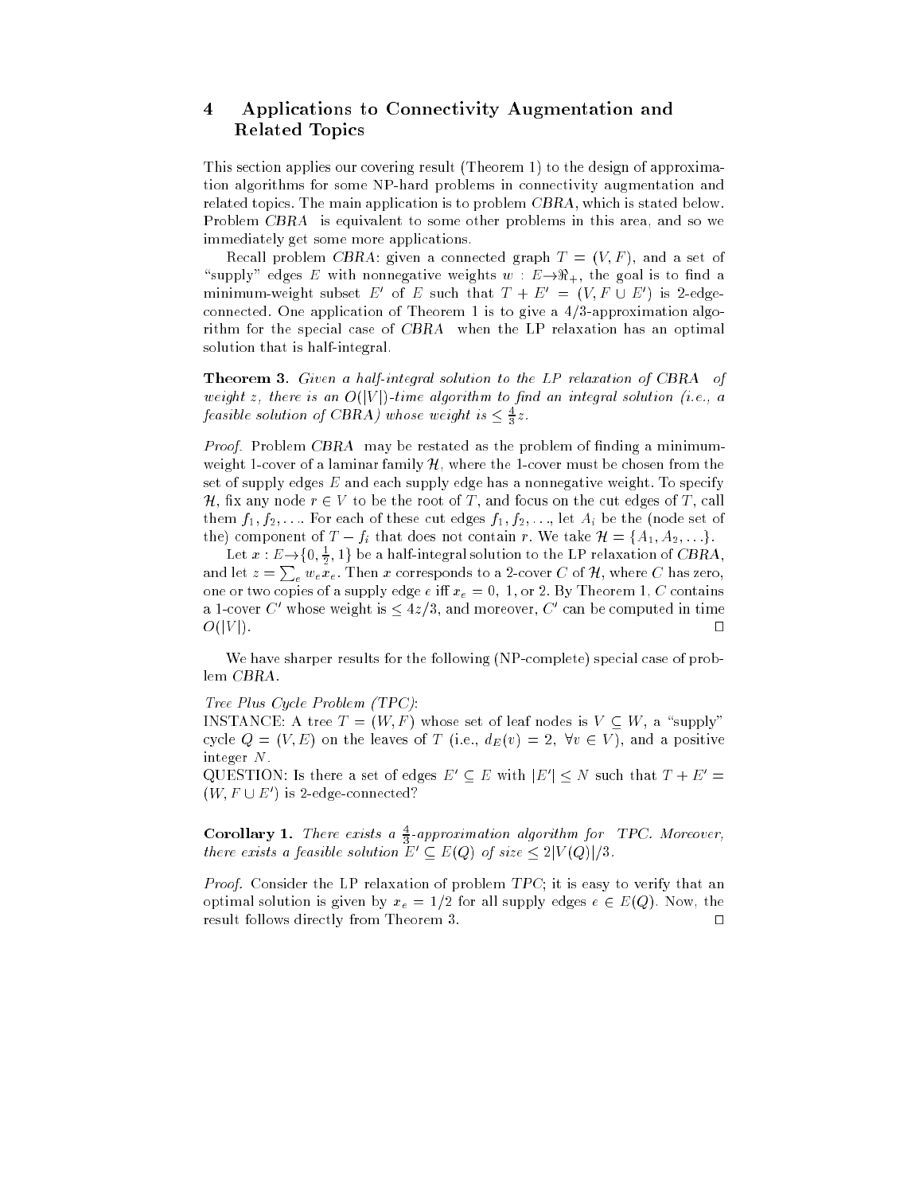## 4 Applications to Connectivity Augmentation and Related Topics

This section applies our covering result (Theorem 1) to the design of approximation algorithms for some NP-hard problems in connectivity augmentation and related topics. The main application is to problem *CBRA*, which is stated below. Problem *CBRA* is equivalent to some other problems in this area, and so we immediately get some more applications.

Recall problem *CBRA*: given a connected graph $T = (V, F)$, and a set of "supply" edges $E$ with nonnegative weights $w : E \rightarrow \Re_+$, the goal is to find a minimum-weight subset $E'$ of $E$ such that $T + E' = (V, F \cup E')$ is 2-edge-connected. One application of Theorem 1 is to give a 4/3-approximation algorithm for the special case of *CBRA* when the LP relaxation has an optimal solution that is half-integral.

**Theorem 3.** *Given a half-integral solution to the LP relaxation of CBRA of weight $z$, there is an $O(|V|)$-time algorithm to find an integral solution (i.e., a feasible solution of CBRA) whose weight is $\leq \frac{4}{3}z$.*

*Proof.* Problem *CBRA* may be restated as the problem of finding a minimum-weight 1-cover of a laminar family $\mathcal{H}$, where the 1-cover must be chosen from the set of supply edges $E$ and each supply edge has a nonnegative weight. To specify $\mathcal{H}$, fix any node $r \in V$ to be the root of $T$, and focus on the cut edges of $T$, call them $f_1, f_2, \ldots$. For each of these cut edges $f_1, f_2, \ldots$, let $A_i$ be the (node set of the) component of $T - f_i$ that does not contain $r$. We take $\mathcal{H} = \{A_1, A_2, \ldots\}$.

Let $x : E \rightarrow \{0, \frac{1}{2}, 1\}$ be a half-integral solution to the LP relaxation of *CBRA*, and let $z = \sum_e w_e x_e$. Then $x$ corresponds to a 2-cover $C$ of $\mathcal{H}$, where $C$ has zero, one or two copies of a supply edge $e$ iff $x_e = 0$, 1, or 2. By Theorem 1, $C$ contains a 1-cover $C'$ whose weight is $\leq 4z/3$, and moreover, $C'$ can be computed in time $O(|V|)$. □

We have sharper results for the following (NP-complete) special case of problem *CBRA*.

*Tree Plus Cycle Problem (TPC)*:
INSTANCE: A tree $T = (W, F)$ whose set of leaf nodes is $V \subseteq W$, a "supply" cycle $Q = (V, E)$ on the leaves of $T$ (i.e., $d_E(v) = 2,\ \forall v \in V$), and a positive integer $N$.
QUESTION: Is there a set of edges $E' \subseteq E$ with $|E'| \leq N$ such that $T + E' = (W, F \cup E')$ is 2-edge-connected?

**Corollary 1.** *There exists a $\frac{4}{3}$-approximation algorithm for TPC. Moreover, there exists a feasible solution $E' \subseteq E(Q)$ of size $\leq 2|V(Q)|/3$.*

*Proof.* Consider the LP relaxation of problem *TPC*; it is easy to verify that an optimal solution is given by $x_e = 1/2$ for all supply edges $e \in E(Q)$. Now, the result follows directly from Theorem 3. □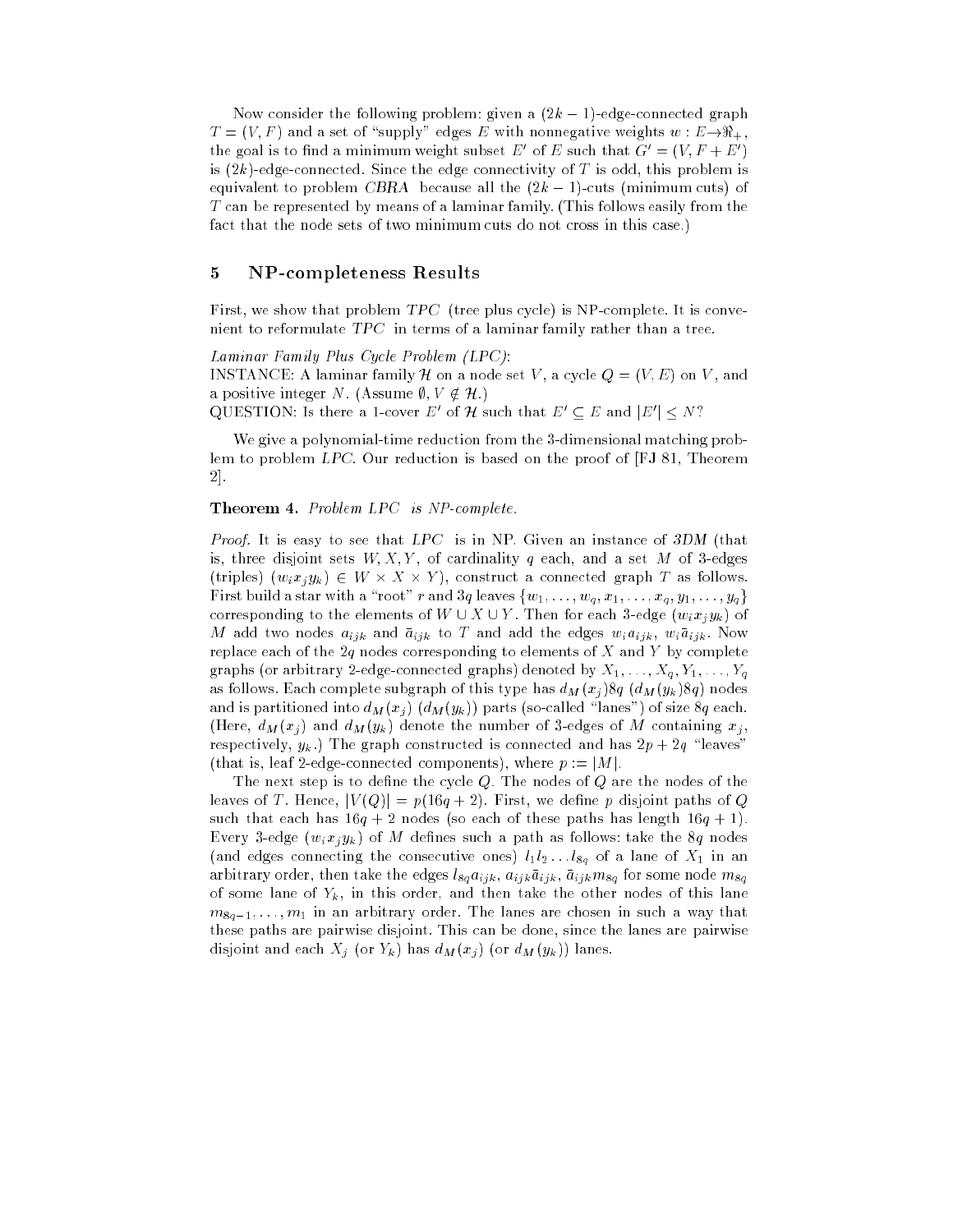Now consider the following problem: given a $(2k-1)$-edge-connected graph $T = (V, F)$ and a set of "supply" edges $E$ with nonnegative weights $w : E \rightarrow \Re_+$, the goal is to find a minimum weight subset $E'$ of $E$ such that $G' = (V, F + E')$ is $(2k)$-edge-connected. Since the edge connectivity of $T$ is odd, this problem is equivalent to problem *CBRA* because all the $(2k-1)$-cuts (minimum cuts) of $T$ can be represented by means of a laminar family. (This follows easily from the fact that the node sets of two minimum cuts do not cross in this case.)

## 5 NP-completeness Results

First, we show that problem *TPC* (tree plus cycle) is NP-complete. It is convenient to reformulate *TPC* in terms of a laminar family rather than a tree.

*Laminar Family Plus Cycle Problem (LPC)*:
INSTANCE: A laminar family $\mathcal{H}$ on a node set $V$, a cycle $Q = (V, E)$ on $V$, and a positive integer $N$. (Assume $\emptyset, V \notin \mathcal{H}$.)
QUESTION: Is there a 1-cover $E'$ of $\mathcal{H}$ such that $E' \subseteq E$ and $|E'| \leq N$?

We give a polynomial-time reduction from the 3-dimensional matching problem to problem *LPC*. Our reduction is based on the proof of [FJ 81, Theorem 2].

**Theorem 4.** *Problem LPC is NP-complete.*

*Proof.* It is easy to see that *LPC* is in NP. Given an instance of *3DM* (that is, three disjoint sets $W, X, Y$, of cardinality $q$ each, and a set $M$ of 3-edges (triples) $(w_i x_j y_k) \in W \times X \times Y$), construct a connected graph $T$ as follows. First build a star with a "root" $r$ and $3q$ leaves $\{w_1, \ldots, w_q, x_1, \ldots, x_q, y_1, \ldots, y_q\}$ corresponding to the elements of $W \cup X \cup Y$. Then for each 3-edge $(w_i x_j y_k)$ of $M$ add two nodes $a_{ijk}$ and $\bar{a}_{ijk}$ to $T$ and add the edges $w_i a_{ijk}$, $w_i \bar{a}_{ijk}$. Now replace each of the $2q$ nodes corresponding to elements of $X$ and $Y$ by complete graphs (or arbitrary 2-edge-connected graphs) denoted by $X_1, \ldots, X_q, Y_1, \ldots, Y_q$ as follows. Each complete subgraph of this type has $d_M(x_j)8q$ ($d_M(y_k)8q$) nodes and is partitioned into $d_M(x_j)$ ($d_M(y_k)$) parts (so-called "lanes") of size $8q$ each. (Here, $d_M(x_j)$ and $d_M(y_k)$ denote the number of 3-edges of $M$ containing $x_j$, respectively, $y_k$.) The graph constructed is connected and has $2p + 2q$ "leaves" (that is, leaf 2-edge-connected components), where $p := |M|$.

The next step is to define the cycle $Q$. The nodes of $Q$ are the nodes of the leaves of $T$. Hence, $|V(Q)| = p(16q + 2)$. First, we define $p$ disjoint paths of $Q$ such that each has $16q + 2$ nodes (so each of these paths has length $16q + 1$). Every 3-edge $(w_i x_j y_k)$ of $M$ defines such a path as follows: take the $8q$ nodes (and edges connecting the consecutive ones) $l_1 l_2 \ldots l_{8q}$ of a lane of $X_1$ in an arbitrary order, then take the edges $l_{8q} a_{ijk}$, $a_{ijk} \bar{a}_{ijk}$, $\bar{a}_{ijk} m_{8q}$ for some node $m_{8q}$ of some lane of $Y_k$, in this order, and then take the other nodes of this lane $m_{8q-1}, \ldots, m_1$ in an arbitrary order. The lanes are chosen in such a way that these paths are pairwise disjoint. This can be done, since the lanes are pairwise disjoint and each $X_j$ (or $Y_k$) has $d_M(x_j)$ (or $d_M(y_k)$) lanes.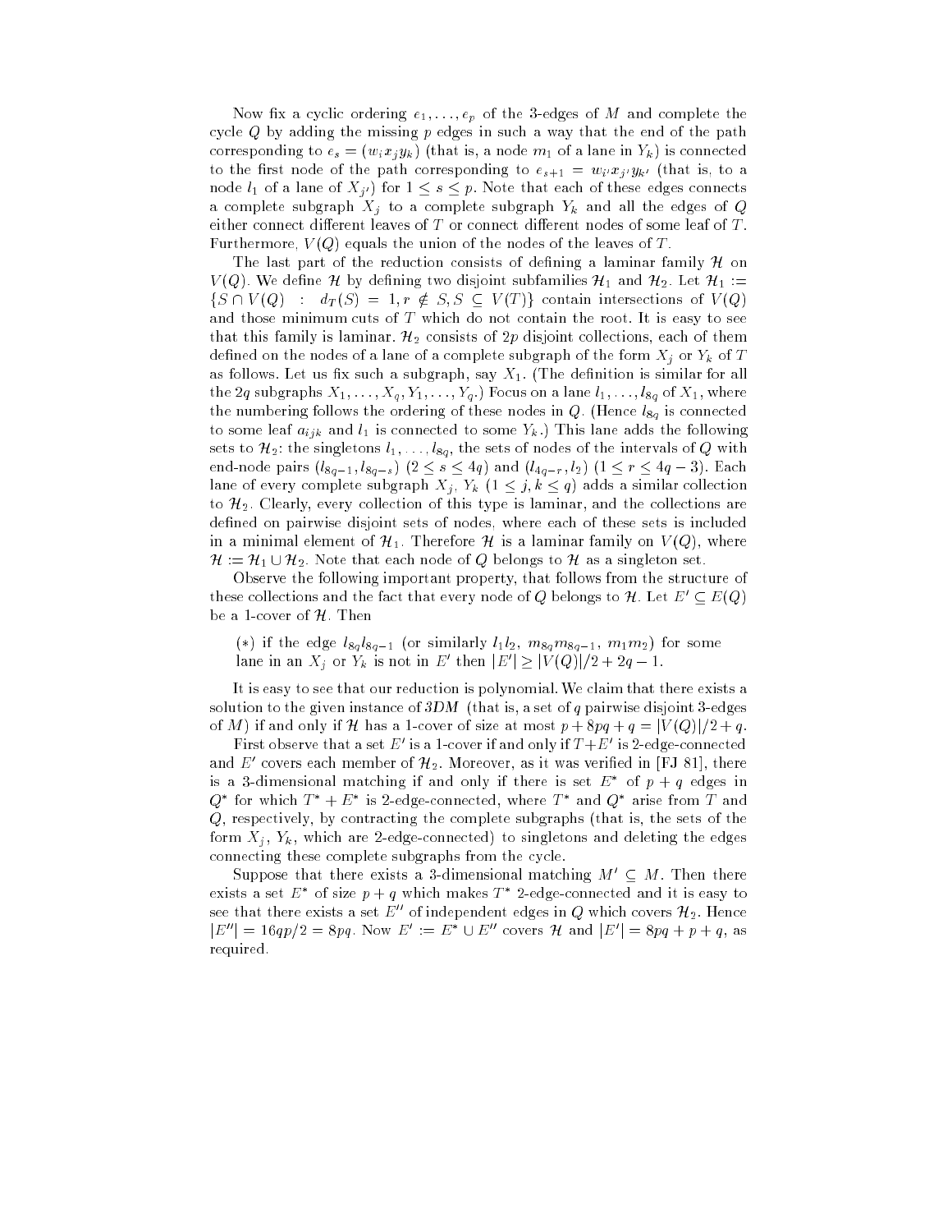Now fix a cyclic ordering $e_1, \ldots, e_p$ of the 3-edges of $M$ and complete the cycle $Q$ by adding the missing $p$ edges in such a way that the end of the path corresponding to $e_s = (w_i x_j y_k)$ (that is, a node $m_1$ of a lane in $Y_k$) is connected to the first node of the path corresponding to $e_{s+1} = w_{i'} x_{j'} y_{k'}$ (that is, to a node $l_1$ of a lane of $X_{j'}$) for $1 \leq s \leq p$. Note that each of these edges connects a complete subgraph $X_j$ to a complete subgraph $Y_k$ and all the edges of $Q$ either connect different leaves of $T$ or connect different nodes of some leaf of $T$. Furthermore, $V(Q)$ equals the union of the nodes of the leaves of $T$.

The last part of the reduction consists of defining a laminar family $\mathcal{H}$ on $V(Q)$. We define $\mathcal{H}$ by defining two disjoint subfamilies $\mathcal{H}_1$ and $\mathcal{H}_2$. Let $\mathcal{H}_1 := \{S \cap V(Q) \ : \ d_T(S) = 1, r \notin S, S \subseteq V(T)\}$ contain intersections of $V(Q)$ and those minimum cuts of $T$ which do not contain the root. It is easy to see that this family is laminar. $\mathcal{H}_2$ consists of $2p$ disjoint collections, each of them defined on the nodes of a lane of a complete subgraph of the form $X_j$ or $Y_k$ of $T$ as follows. Let us fix such a subgraph, say $X_1$. (The definition is similar for all the $2q$ subgraphs $X_1, \ldots, X_q, Y_1, \ldots, Y_q$.) Focus on a lane $l_1, \ldots, l_{8q}$ of $X_1$, where the numbering follows the ordering of these nodes in $Q$. (Hence $l_{8q}$ is connected to some leaf $a_{ijk}$ and $l_1$ is connected to some $Y_k$.) This lane adds the following sets to $\mathcal{H}_2$: the singletons $l_1, \ldots, l_{8q}$, the sets of nodes of the intervals of $Q$ with end-node pairs $(l_{8q-1}, l_{8q-s})$ $(2 \leq s \leq 4q)$ and $(l_{4q-r}, l_2)$ $(1 \leq r \leq 4q-3)$. Each lane of every complete subgraph $X_j$, $Y_k$ $(1 \leq j, k \leq q)$ adds a similar collection to $\mathcal{H}_2$. Clearly, every collection of this type is laminar, and the collections are defined on pairwise disjoint sets of nodes, where each of these sets is included in a minimal element of $\mathcal{H}_1$. Therefore $\mathcal{H}$ is a laminar family on $V(Q)$, where $\mathcal{H} := \mathcal{H}_1 \cup \mathcal{H}_2$. Note that each node of $Q$ belongs to $\mathcal{H}$ as a singleton set.

Observe the following important property, that follows from the structure of these collections and the fact that every node of $Q$ belongs to $\mathcal{H}$. Let $E' \subseteq E(Q)$ be a 1-cover of $\mathcal{H}$. Then

> $(*)$ if the edge $l_{8q}l_{8q-1}$ (or similarly $l_1 l_2$, $m_{8q}m_{8q-1}$, $m_1 m_2$) for some lane in an $X_j$ or $Y_k$ is not in $E'$ then $|E'| \geq |V(Q)|/2 + 2q - 1$.

It is easy to see that our reduction is polynomial. We claim that there exists a solution to the given instance of *3DM* (that is, a set of $q$ pairwise disjoint 3-edges of $M$) if and only if $\mathcal{H}$ has a 1-cover of size at most $p + 8pq + q = |V(Q)|/2 + q$.

First observe that a set $E'$ is a 1-cover if and only if $T + E'$ is 2-edge-connected and $E'$ covers each member of $\mathcal{H}_2$. Moreover, as it was verified in [FJ 81], there is a 3-dimensional matching if and only if there is set $E^*$ of $p + q$ edges in $Q^*$ for which $T^* + E^*$ is 2-edge-connected, where $T^*$ and $Q^*$ arise from $T$ and $Q$, respectively, by contracting the complete subgraphs (that is, the sets of the form $X_j$, $Y_k$, which are 2-edge-connected) to singletons and deleting the edges connecting these complete subgraphs from the cycle.

Suppose that there exists a 3-dimensional matching $M' \subseteq M$. Then there exists a set $E^*$ of size $p + q$ which makes $T^*$ 2-edge-connected and it is easy to see that there exists a set $E''$ of independent edges in $Q$ which covers $\mathcal{H}_2$. Hence $|E''| = 16qp/2 = 8pq$. Now $E' := E^* \cup E''$ covers $\mathcal{H}$ and $|E'| = 8pq + p + q$, as required.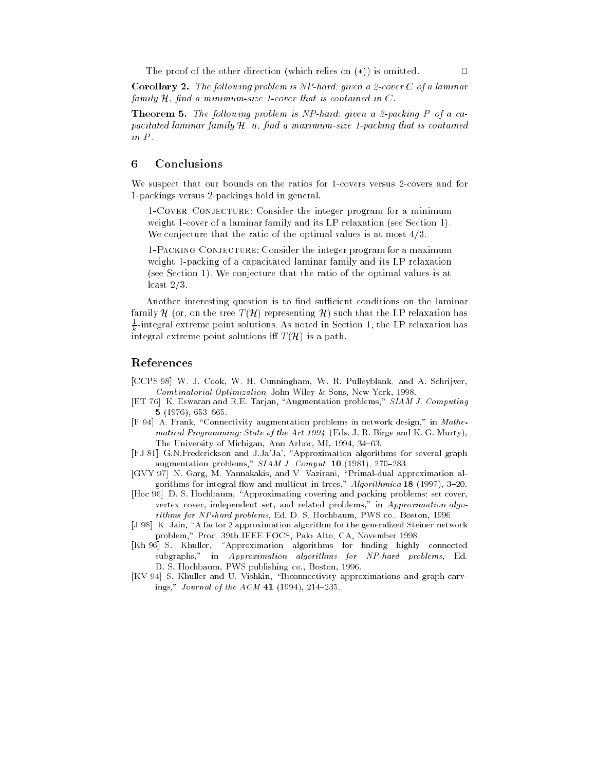The proof of the other direction (which relies on (*)) is omitted. □

**Corollary 2.** *The following problem is NP-hard: given a 2-cover $C$ of a laminar family $\mathcal{H}$, find a minimum-size 1-cover that is contained in $C$.*

**Theorem 5.** *The following problem is NP-hard: given a 2-packing $P$ of a capacitated laminar family $\mathcal{H}$, $u$, find a maximum-size 1-packing that is contained in $P$.*

## 6 Conclusions

We suspect that our bounds on the ratios for 1-covers versus 2-covers and for 1-packings versus 2-packings hold in general.

> 1-Cover Conjecture: Consider the integer program for a minimum weight 1-cover of a laminar family and its LP relaxation (see Section 1). We conjecture that the ratio of the optimal values is at most $4/3$.
>
> 1-Packing Conjecture: Consider the integer program for a maximum weight 1-packing of a capacitated laminar family and its LP relaxation (see Section 1). We conjecture that the ratio of the optimal values is at least $2/3$.

Another interesting question is to find sufficient conditions on the laminar family $\mathcal{H}$ (or, on the tree $T(\mathcal{H})$ representing $\mathcal{H}$) such that the LP relaxation has $\frac{1}{k}$-integral extreme point solutions. As noted in Section 1, the LP relaxation has integral extreme point solutions iff $T(\mathcal{H})$ is a path.

## References

[CCPS 98] W. J. Cook, W. H. Cunningham, W. R. Pulleyblank, and A. Schrijver, *Combinatorial Optimization*, John Wiley & Sons, New York, 1998.

[ET 76] K. Eswaran and R.E. Tarjan, "Augmentation problems," *SIAM J. Computing* **5** (1976), 653–665.

[F 94] A. Frank, "Connectivity augmentation problems in network design," in *Mathematical Programming: State of the Art 1994*, (Eds. J. R. Birge and K. G. Murty), The University of Michigan, Ann Arbor, MI, 1994, 34–63.

[FJ 81] G.N.Frederickson and J.Ja'Ja', "Approximation algorithms for several graph augmentation problems," *SIAM J. Comput.* **10** (1981), 270–283.

[GVY 97] N. Garg, M. Yannakakis, and V. Vazirani, "Primal-dual approximation algorithms for integral flow and multicut in trees," *Algorithmica* **18** (1997), 3–20.

[Hoc 96] D. S. Hochbaum, "Approximating covering and packing problems: set cover, vertex cover, independent set, and related problems," in *Approximation algorithms for NP-hard problems*, Ed. D. S. Hochbaum, PWS co., Boston, 1996.

[J 98] K. Jain, "A factor 2 approximation algorithm for the generalized Steiner network problem," Proc. 39th IEEE FOCS, Palo Alto, CA, November 1998.

[Kh 96] S. Khuller, "Approximation algorithms for finding highly connected subgraphs," in *Approximation algorithms for NP-hard problems*, Ed. D. S. Hochbaum, PWS publishing co., Boston, 1996.

[KV 94] S. Khuller and U. Vishkin, "Biconnectivity approximations and graph carvings," *Journal of the ACM* **41** (1994), 214–235.